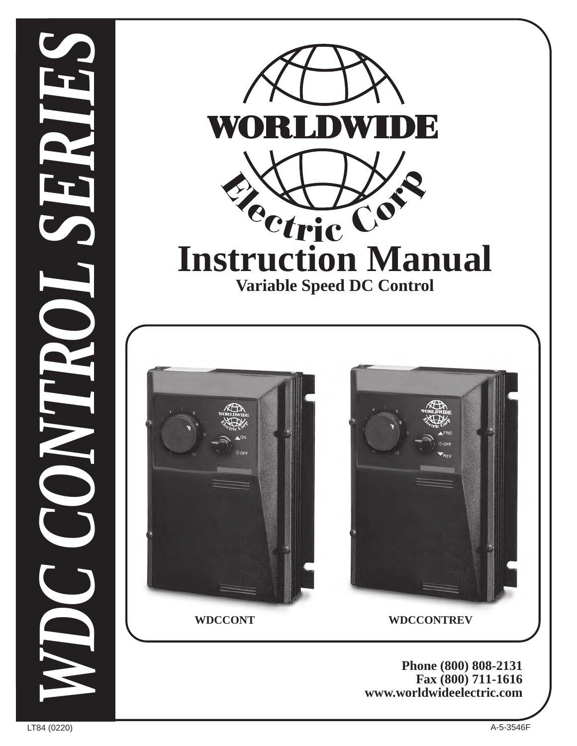# WDC CONTROL SERIES

WORLDWIDE Electric Corp

# Instruction Manual

## Variable Speed DC Control

WDCCONT

WDCCONTREV

**Phone (800) 808-2131**
**Fax (800) 711-1616**
**www.worldwideelectric.com**

LT84 (0220)

A-5-3546F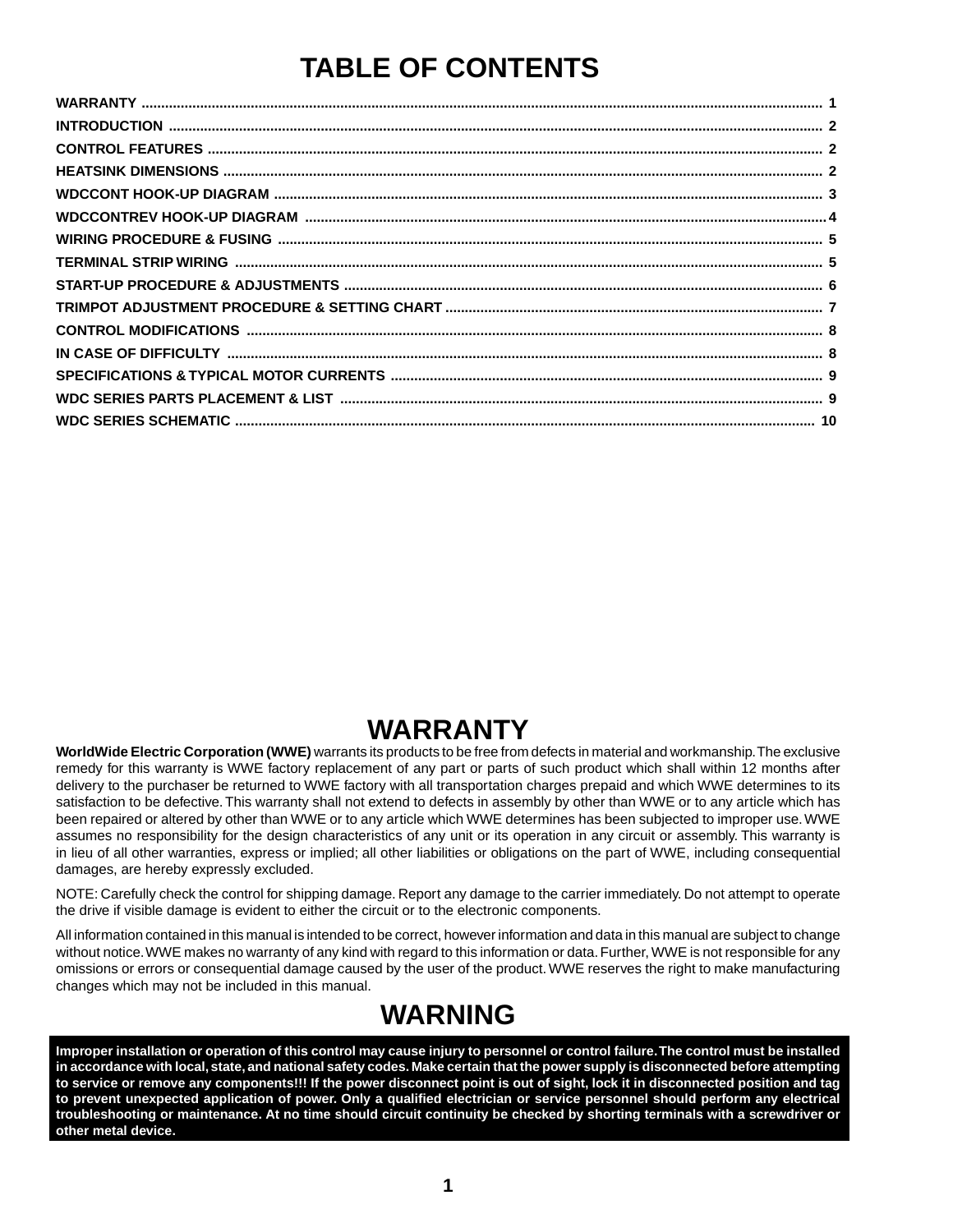# TABLE OF CONTENTS

| | |
|---|---|
| WARRANTY | 1 |
| INTRODUCTION | 2 |
| CONTROL FEATURES | 2 |
| HEATSINK DIMENSIONS | 2 |
| WDCCONT HOOK-UP DIAGRAM | 3 |
| WDCCONTREV HOOK-UP DIAGRAM | 4 |
| WIRING PROCEDURE & FUSING | 5 |
| TERMINAL STRIP WIRING | 5 |
| START-UP PROCEDURE & ADJUSTMENTS | 6 |
| TRIMPOT ADJUSTMENT PROCEDURE & SETTING CHART | 7 |
| CONTROL MODIFICATIONS | 8 |
| IN CASE OF DIFFICULTY | 8 |
| SPECIFICATIONS & TYPICAL MOTOR CURRENTS | 9 |
| WDC SERIES PARTS PLACEMENT & LIST | 9 |
| WDC SERIES SCHEMATIC | 10 |

# WARRANTY

**WorldWide Electric Corporation (WWE)** warrants its products to be free from defects in material and workmanship. The exclusive remedy for this warranty is WWE factory replacement of any part or parts of such product which shall within 12 months after delivery to the purchaser be returned to WWE factory with all transportation charges prepaid and which WWE determines to its satisfaction to be defective. This warranty shall not extend to defects in assembly by other than WWE or to any article which has been repaired or altered by other than WWE or to any article which WWE determines has been subjected to improper use. WWE assumes no responsibility for the design characteristics of any unit or its operation in any circuit or assembly. This warranty is in lieu of all other warranties, express or implied; all other liabilities or obligations on the part of WWE, including consequential damages, are hereby expressly excluded.

NOTE: Carefully check the control for shipping damage. Report any damage to the carrier immediately. Do not attempt to operate the drive if visible damage is evident to either the circuit or to the electronic components.

All information contained in this manual is intended to be correct, however information and data in this manual are subject to change without notice. WWE makes no warranty of any kind with regard to this information or data. Further, WWE is not responsible for any omissions or errors or consequential damage caused by the user of the product. WWE reserves the right to make manufacturing changes which may not be included in this manual.

# WARNING

**Improper installation or operation of this control may cause injury to personnel or control failure. The control must be installed in accordance with local, state, and national safety codes. Make certain that the power supply is disconnected before attempting to service or remove any components!!! If the power disconnect point is out of sight, lock it in disconnected position and tag to prevent unexpected application of power. Only a qualified electrician or service personnel should perform any electrical troubleshooting or maintenance. At no time should circuit continuity be checked by shorting terminals with a screwdriver or other metal device.**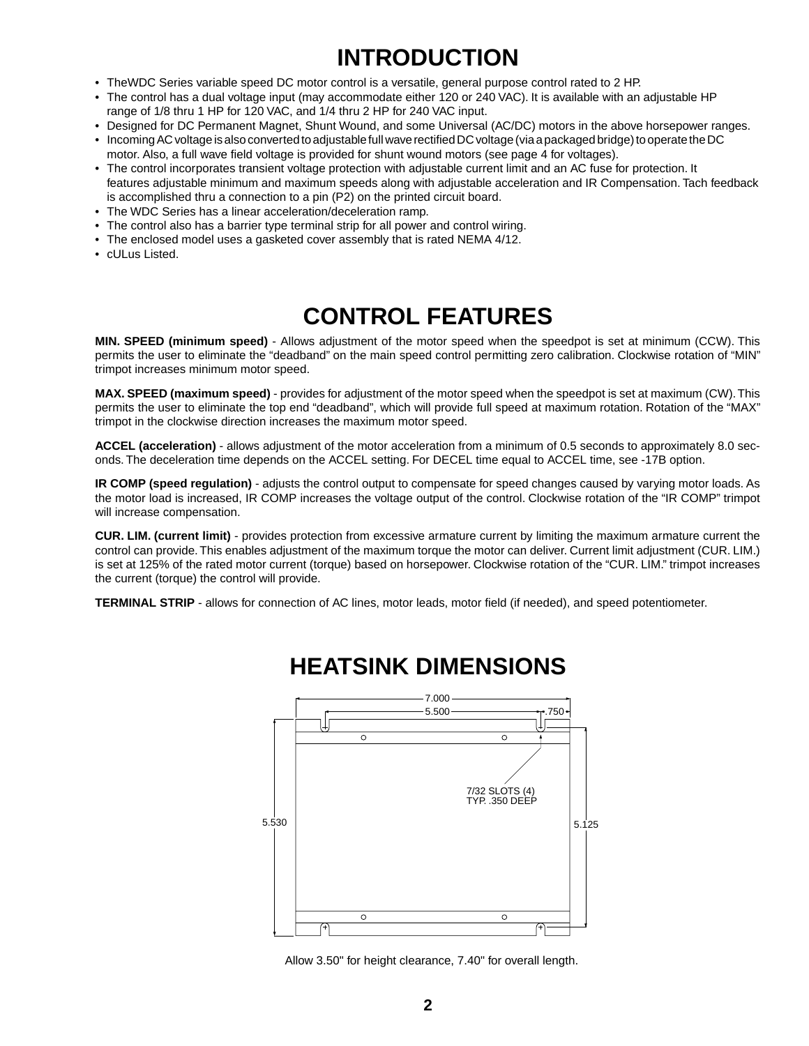# INTRODUCTION

- TheWDC Series variable speed DC motor control is a versatile, general purpose control rated to 2 HP.
- The control has a dual voltage input (may accommodate either 120 or 240 VAC). It is available with an adjustable HP range of 1/8 thru 1 HP for 120 VAC, and 1/4 thru 2 HP for 240 VAC input.
- Designed for DC Permanent Magnet, Shunt Wound, and some Universal (AC/DC) motors in the above horsepower ranges.
- Incoming AC voltage is also converted to adjustable full wave rectified DC voltage (via a packaged bridge) to operate the DC motor. Also, a full wave field voltage is provided for shunt wound motors (see page 4 for voltages).
- The control incorporates transient voltage protection with adjustable current limit and an AC fuse for protection. It features adjustable minimum and maximum speeds along with adjustable acceleration and IR Compensation. Tach feedback is accomplished thru a connection to a pin (P2) on the printed circuit board.
- The WDC Series has a linear acceleration/deceleration ramp.
- The control also has a barrier type terminal strip for all power and control wiring.
- The enclosed model uses a gasketed cover assembly that is rated NEMA 4/12.
- cULus Listed.

# CONTROL FEATURES

**MIN. SPEED (minimum speed)** - Allows adjustment of the motor speed when the speedpot is set at minimum (CCW). This permits the user to eliminate the "deadband" on the main speed control permitting zero calibration. Clockwise rotation of "MIN" trimpot increases minimum motor speed.

**MAX. SPEED (maximum speed)** - provides for adjustment of the motor speed when the speedpot is set at maximum (CW). This permits the user to eliminate the top end "deadband", which will provide full speed at maximum rotation. Rotation of the "MAX" trimpot in the clockwise direction increases the maximum motor speed.

**ACCEL (acceleration)** - allows adjustment of the motor acceleration from a minimum of 0.5 seconds to approximately 8.0 seconds. The deceleration time depends on the ACCEL setting. For DECEL time equal to ACCEL time, see -17B option.

**IR COMP (speed regulation)** - adjusts the control output to compensate for speed changes caused by varying motor loads. As the motor load is increased, IR COMP increases the voltage output of the control. Clockwise rotation of the "IR COMP" trimpot will increase compensation.

**CUR. LIM. (current limit)** - provides protection from excessive armature current by limiting the maximum armature current the control can provide. This enables adjustment of the maximum torque the motor can deliver. Current limit adjustment (CUR. LIM.) is set at 125% of the rated motor current (torque) based on horsepower. Clockwise rotation of the "CUR. LIM." trimpot increases the current (torque) the control will provide.

**TERMINAL STRIP** - allows for connection of AC lines, motor leads, motor field (if needed), and speed potentiometer.

# HEATSINK DIMENSIONS

7.000

5.500

.750

7/32 SLOTS (4)
TYP. .350 DEEP

5.530

5.125

Allow 3.50" for height clearance, 7.40" for overall length.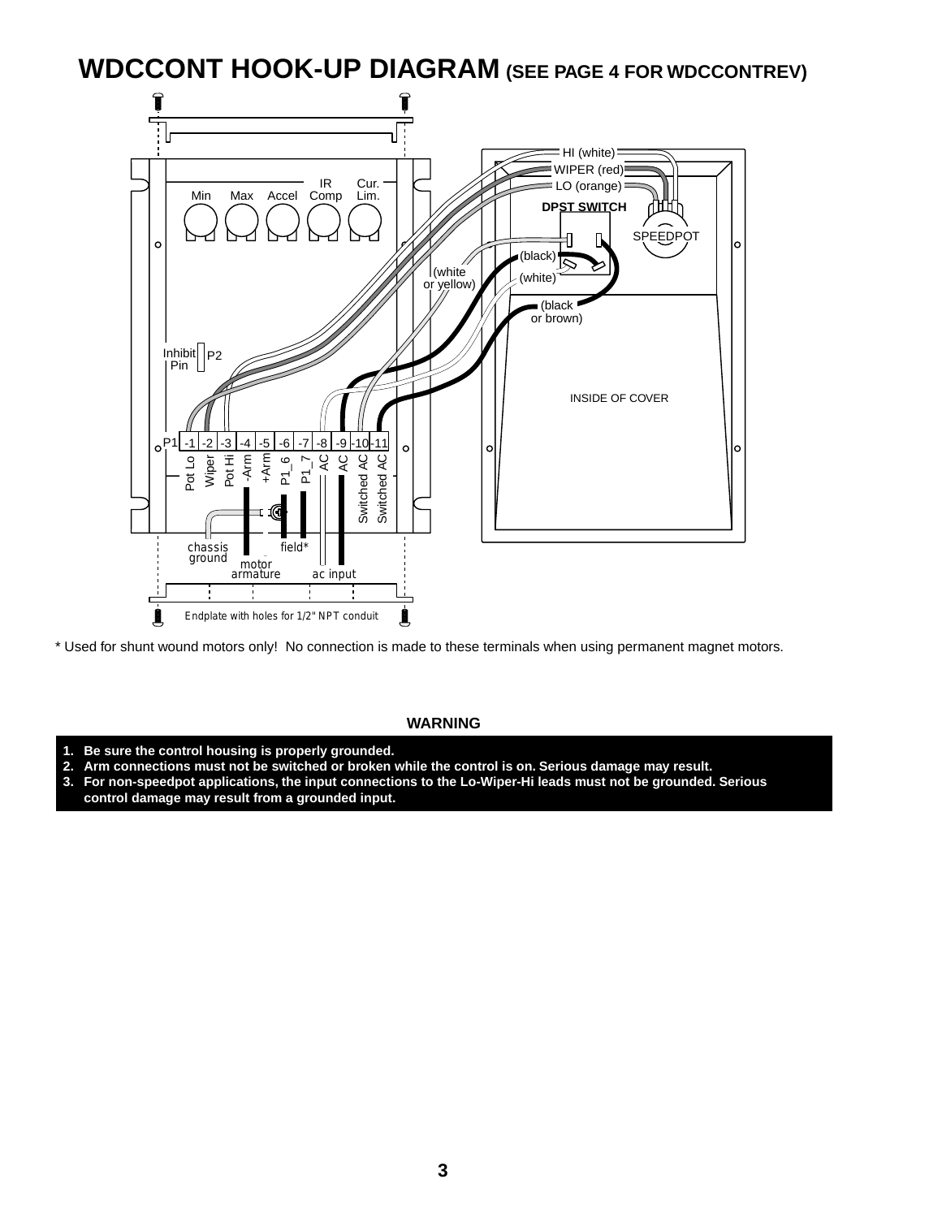# WDCCONT HOOK-UP DIAGRAM (SEE PAGE 4 FOR WDCCONTREV)

Min Max Accel IR Comp Cur. Lim.

HI (white)
WIPER (red)
LO (orange)
DPST SWITCH
SPEEDPOT
(black)
(white or yellow)
(white)
(black or brown)
Inhibit Pin P2
INSIDE OF COVER
P1 -1 -2 -3 -4 -5 -6 -7 -8 -9 -10 -11
Pot Lo Wiper Pot Hi -Arm +Arm P1_6 P1_7 AC AC Switched AC Switched AC
chassis ground
field*
motor armature
ac input
Endplate with holes for 1/2" NPT conduit

* Used for shunt wound motors only! No connection is made to these terminals when using permanent magnet motors.

**WARNING**

1. **Be sure the control housing is properly grounded.**
2. **Arm connections must not be switched or broken while the control is on. Serious damage may result.**
3. **For non-speedpot applications, the input connections to the Lo-Wiper-Hi leads must not be grounded. Serious control damage may result from a grounded input.**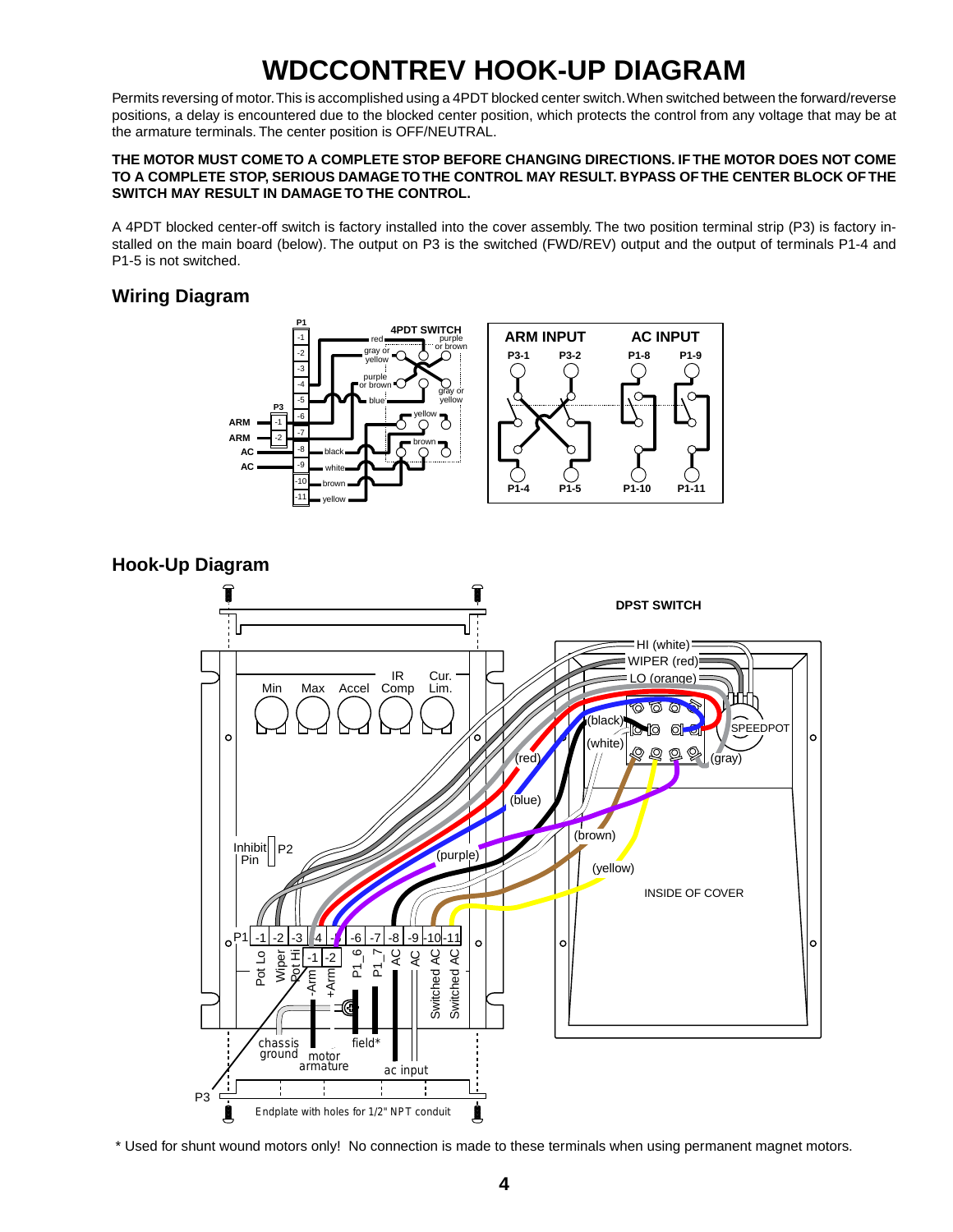# WDCCONTREV HOOK-UP DIAGRAM

Permits reversing of motor. This is accomplished using a 4PDT blocked center switch. When switched between the forward/reverse positions, a delay is encountered due to the blocked center position, which protects the control from any voltage that may be at the armature terminals. The center position is OFF/NEUTRAL.

**THE MOTOR MUST COME TO A COMPLETE STOP BEFORE CHANGING DIRECTIONS. IF THE MOTOR DOES NOT COME TO A COMPLETE STOP, SERIOUS DAMAGE TO THE CONTROL MAY RESULT. BYPASS OF THE CENTER BLOCK OF THE SWITCH MAY RESULT IN DAMAGE TO THE CONTROL.**

A 4PDT blocked center-off switch is factory installed into the cover assembly. The two position terminal strip (P3) is factory installed on the main board (below). The output on P3 is the switched (FWD/REV) output and the output of terminals P1-4 and P1-5 is not switched.

## Wiring Diagram

## Hook-Up Diagram

\* Used for shunt wound motors only! No connection is made to these terminals when using permanent magnet motors.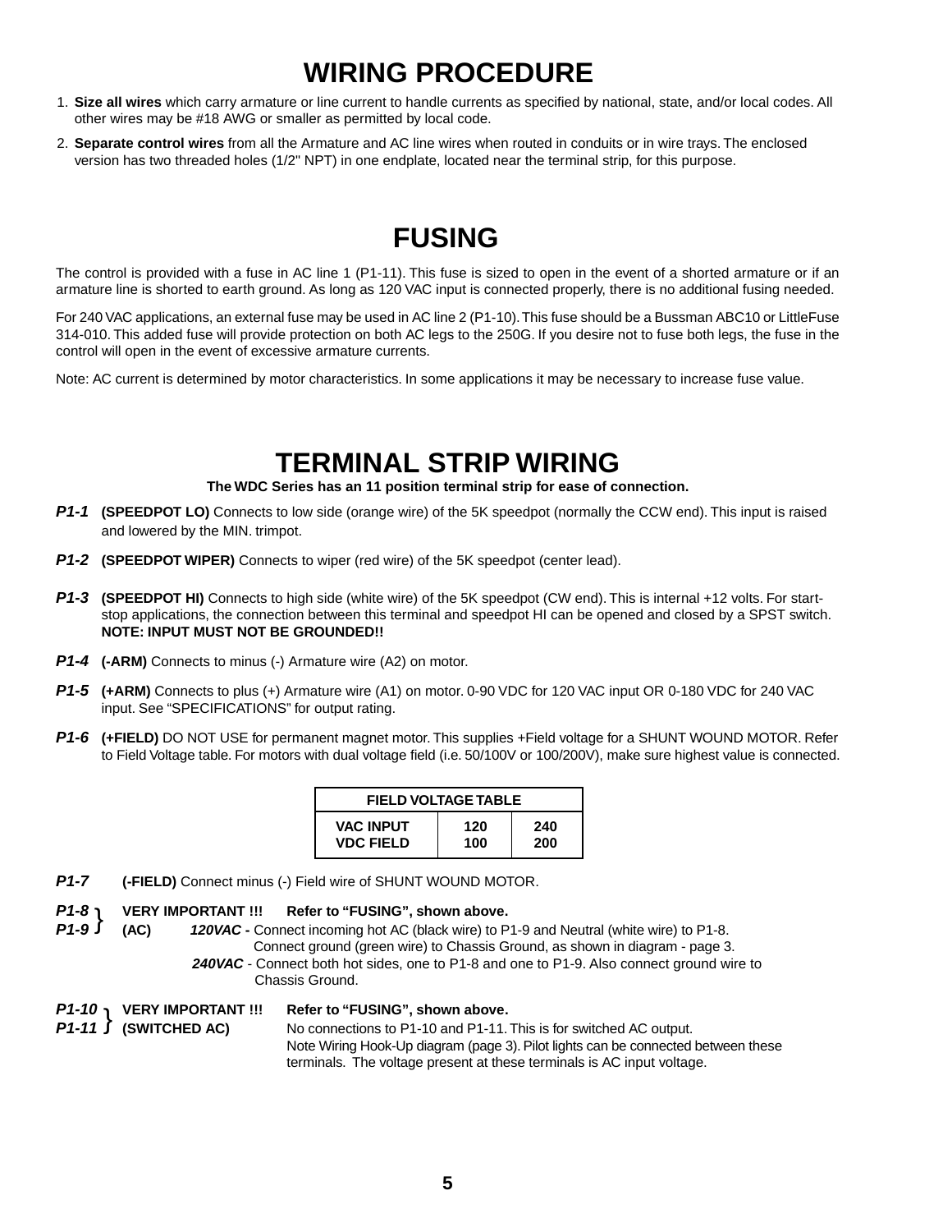# WIRING PROCEDURE

1. **Size all wires** which carry armature or line current to handle currents as specified by national, state, and/or local codes. All other wires may be #18 AWG or smaller as permitted by local code.
2. **Separate control wires** from all the Armature and AC line wires when routed in conduits or in wire trays. The enclosed version has two threaded holes (1/2" NPT) in one endplate, located near the terminal strip, for this purpose.

# FUSING

The control is provided with a fuse in AC line 1 (P1-11). This fuse is sized to open in the event of a shorted armature or if an armature line is shorted to earth ground. As long as 120 VAC input is connected properly, there is no additional fusing needed.

For 240 VAC applications, an external fuse may be used in AC line 2 (P1-10). This fuse should be a Bussman ABC10 or LittleFuse 314-010. This added fuse will provide protection on both AC legs to the 250G. If you desire not to fuse both legs, the fuse in the control will open in the event of excessive armature currents.

Note: AC current is determined by motor characteristics. In some applications it may be necessary to increase fuse value.

# TERMINAL STRIP WIRING

**The WDC Series has an 11 position terminal strip for ease of connection.**

***P1-1*** **(SPEEDPOT LO)** Connects to low side (orange wire) of the 5K speedpot (normally the CCW end). This input is raised and lowered by the MIN. trimpot.

***P1-2*** **(SPEEDPOT WIPER)** Connects to wiper (red wire) of the 5K speedpot (center lead).

***P1-3*** **(SPEEDPOT HI)** Connects to high side (white wire) of the 5K speedpot (CW end). This is internal +12 volts. For start-stop applications, the connection between this terminal and speedpot HI can be opened and closed by a SPST switch. **NOTE: INPUT MUST NOT BE GROUNDED!!**

***P1-4*** **(-ARM)** Connects to minus (-) Armature wire (A2) on motor.

***P1-5*** **(+ARM)** Connects to plus (+) Armature wire (A1) on motor. 0-90 VDC for 120 VAC input OR 0-180 VDC for 240 VAC input. See "SPECIFICATIONS" for output rating.

***P1-6*** **(+FIELD)** DO NOT USE for permanent magnet motor. This supplies +Field voltage for a SHUNT WOUND MOTOR. Refer to Field Voltage table. For motors with dual voltage field (i.e. 50/100V or 100/200V), make sure highest value is connected.

| FIELD VOLTAGE TABLE | | |
|---|---|---|
| **VAC INPUT** | **120** | **240** |
| **VDC FIELD** | **100** | **200** |

***P1-7*** **(-FIELD)** Connect minus (-) Field wire of SHUNT WOUND MOTOR.

***P1-8 / P1-9*** **VERY IMPORTANT !!!** **Refer to "FUSING", shown above.**
**(AC)** ***120VAC*** **-** Connect incoming hot AC (black wire) to P1-9 and Neutral (white wire) to P1-8. Connect ground (green wire) to Chassis Ground, as shown in diagram - page 3.
***240VAC*** - Connect both hot sides, one to P1-8 and one to P1-9. Also connect ground wire to Chassis Ground.

***P1-10 / P1-11*** **VERY IMPORTANT !!!** **Refer to "FUSING", shown above.**
**(SWITCHED AC)** No connections to P1-10 and P1-11. This is for switched AC output. Note Wiring Hook-Up diagram (page 3). Pilot lights can be connected between these terminals. The voltage present at these terminals is AC input voltage.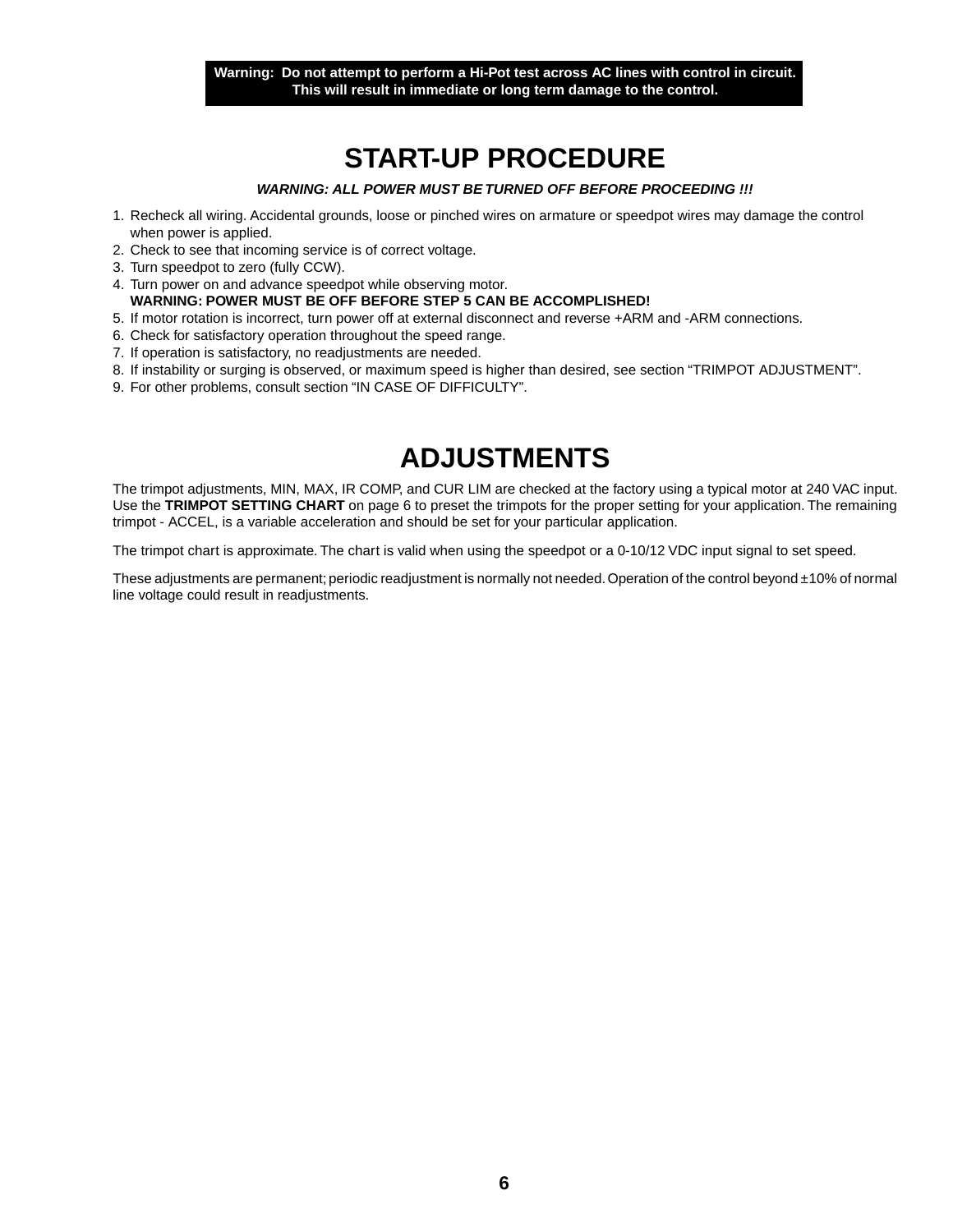**Warning: Do not attempt to perform a Hi-Pot test across AC lines with control in circuit. This will result in immediate or long term damage to the control.**

# START-UP PROCEDURE

***WARNING: ALL POWER MUST BE TURNED OFF BEFORE PROCEEDING !!!***

1. Recheck all wiring. Accidental grounds, loose or pinched wires on armature or speedpot wires may damage the control when power is applied.
2. Check to see that incoming service is of correct voltage.
3. Turn speedpot to zero (fully CCW).
4. Turn power on and advance speedpot while observing motor.
   **WARNING: POWER MUST BE OFF BEFORE STEP 5 CAN BE ACCOMPLISHED!**
5. If motor rotation is incorrect, turn power off at external disconnect and reverse +ARM and -ARM connections.
6. Check for satisfactory operation throughout the speed range.
7. If operation is satisfactory, no readjustments are needed.
8. If instability or surging is observed, or maximum speed is higher than desired, see section “TRIMPOT ADJUSTMENT”.
9. For other problems, consult section “IN CASE OF DIFFICULTY”.

# ADJUSTMENTS

The trimpot adjustments, MIN, MAX, IR COMP, and CUR LIM are checked at the factory using a typical motor at 240 VAC input. Use the **TRIMPOT SETTING CHART** on page 6 to preset the trimpots for the proper setting for your application. The remaining trimpot - ACCEL, is a variable acceleration and should be set for your particular application.

The trimpot chart is approximate. The chart is valid when using the speedpot or a 0-10/12 VDC input signal to set speed.

These adjustments are permanent; periodic readjustment is normally not needed. Operation of the control beyond ±10% of normal line voltage could result in readjustments.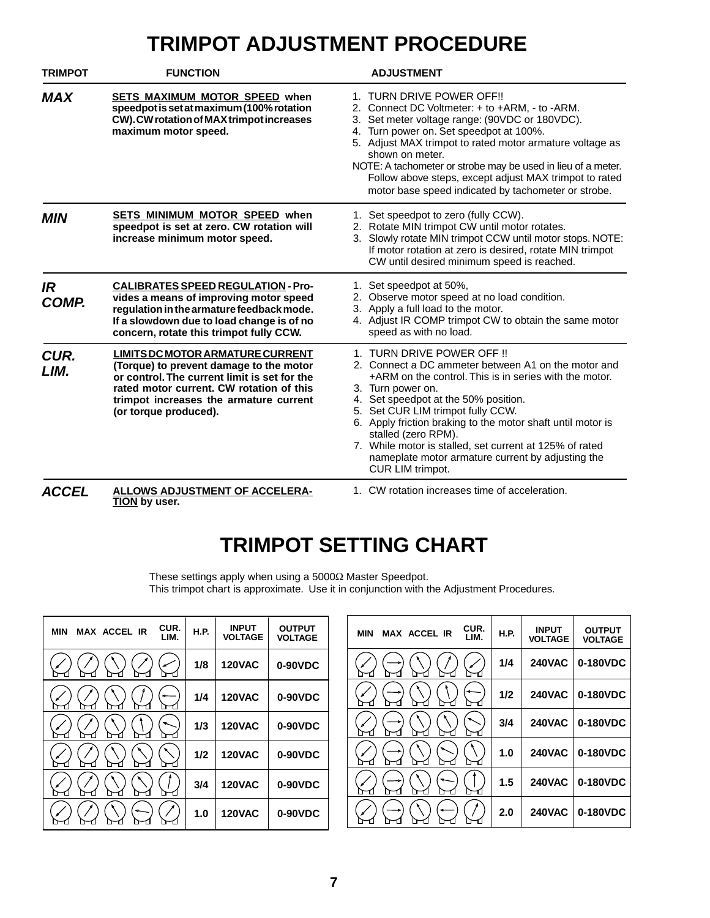# TRIMPOT ADJUSTMENT PROCEDURE

| TRIMPOT | FUNCTION | ADJUSTMENT |
|---|---|---|
| ***MAX*** | **<u>SETS MAXIMUM MOTOR SPEED</u> when speedpot is set at maximum (100% rotation CW). CW rotation of MAX trimpot increases maximum motor speed.** | 1. TURN DRIVE POWER OFF!!<br>2. Connect DC Voltmeter: + to +ARM, - to -ARM.<br>3. Set meter voltage range: (90VDC or 180VDC).<br>4. Turn power on. Set speedpot at 100%.<br>5. Adjust MAX trimpot to rated motor armature voltage as shown on meter.<br>NOTE: A tachometer or strobe may be used in lieu of a meter. Follow above steps, except adjust MAX trimpot to rated motor base speed indicated by tachometer or strobe. |
| ***MIN*** | **<u>SETS MINIMUM MOTOR SPEED</u> when speedpot is set at zero. CW rotation will increase minimum motor speed.** | 1. Set speedpot to zero (fully CCW).<br>2. Rotate MIN trimpot CW until motor rotates.<br>3. Slowly rotate MIN trimpot CCW until motor stops. NOTE: If motor rotation at zero is desired, rotate MIN trimpot CW until desired minimum speed is reached. |
| ***IR COMP.*** | **<u>CALIBRATES SPEED REGULATION</u> - Provides a means of improving motor speed regulation in the armature feedback mode. If a slowdown due to load change is of no concern, rotate this trimpot fully CCW.** | 1. Set speedpot at 50%,<br>2. Observe motor speed at no load condition.<br>3. Apply a full load to the motor.<br>4. Adjust IR COMP trimpot CW to obtain the same motor speed as with no load. |
| ***CUR. LIM.*** | **<u>LIMITS DC MOTOR ARMATURE CURRENT</u> (Torque) to prevent damage to the motor or control. The current limit is set for the rated motor current. CW rotation of this trimpot increases the armature current (or torque produced).** | 1. TURN DRIVE POWER OFF !!<br>2. Connect a DC ammeter between A1 on the motor and +ARM on the control. This is in series with the motor.<br>3. Turn power on.<br>4. Set speedpot at the 50% position.<br>5. Set CUR LIM trimpot fully CCW.<br>6. Apply friction braking to the motor shaft until motor is stalled (zero RPM).<br>7. While motor is stalled, set current at 125% of rated nameplate motor armature current by adjusting the CUR LIM trimpot. |
| ***ACCEL*** | **<u>ALLOWS ADJUSTMENT OF ACCELERATION</u> by user.** | 1. CW rotation increases time of acceleration. |

# TRIMPOT SETTING CHART

These settings apply when using a 5000Ω Master Speedpot.
This trimpot chart is approximate. Use it in conjunction with the Adjustment Procedures.

| MIN MAX ACCEL IR CUR. LIM. | H.P. | INPUT VOLTAGE | OUTPUT VOLTAGE |
|---|---|---|---|
| | 1/8 | 120VAC | 0-90VDC |
| | 1/4 | 120VAC | 0-90VDC |
| | 1/3 | 120VAC | 0-90VDC |
| | 1/2 | 120VAC | 0-90VDC |
| | 3/4 | 120VAC | 0-90VDC |
| | 1.0 | 120VAC | 0-90VDC |

| MIN MAX ACCEL IR CUR. LIM. | H.P. | INPUT VOLTAGE | OUTPUT VOLTAGE |
|---|---|---|---|
| | 1/4 | 240VAC | 0-180VDC |
| | 1/2 | 240VAC | 0-180VDC |
| | 3/4 | 240VAC | 0-180VDC |
| | 1.0 | 240VAC | 0-180VDC |
| | 1.5 | 240VAC | 0-180VDC |
| | 2.0 | 240VAC | 0-180VDC |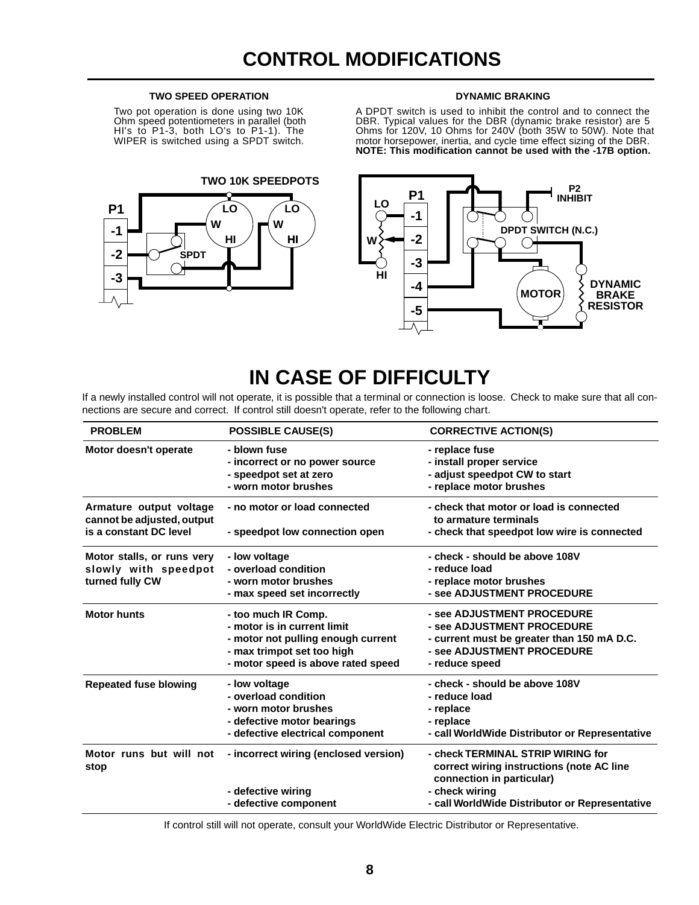# CONTROL MODIFICATIONS

## TWO SPEED OPERATION

Two pot operation is done using two 10K Ohm speed potentiometers in parallel (both HI's to P1-3, both LO's to P1-1). The WIPER is switched using a SPDT switch.

TWO 10K SPEEDPOTS

P1

-1

-2

-3

SPDT

LO

W

HI

LO

W

HI

## DYNAMIC BRAKING

A DPDT switch is used to inhibit the control and to connect the DBR. Typical values for the DBR (dynamic brake resistor) are 5 Ohms for 120V, 10 Ohms for 240V (both 35W to 50W). Note that motor horsepower, inertia, and cycle time effect sizing of the DBR. **NOTE: This modification cannot be used with the -17B option.**

P1

LO

W

HI

-1

-2

-3

-4

-5

P2
INHIBIT

DPDT SWITCH (N.C.)

MOTOR

DYNAMIC
BRAKE
RESISTOR

# IN CASE OF DIFFICULTY

If a newly installed control will not operate, it is possible that a terminal or connection is loose. Check to make sure that all connections are secure and correct. If control still doesn't operate, refer to the following chart.

| PROBLEM | POSSIBLE CAUSE(S) | CORRECTIVE ACTION(S) |
|---|---|---|
| **Motor doesn't operate** | - blown fuse<br>- incorrect or no power source<br>- speedpot set at zero<br>- worn motor brushes | - replace fuse<br>- install proper service<br>- adjust speedpot CW to start<br>- replace motor brushes |
| **Armature output voltage cannot be adjusted, output is a constant DC level** | - no motor or load connected<br>- speedpot low connection open | - check that motor or load is connected to armature terminals<br>- check that speedpot low wire is connected |
| **Motor stalls, or runs very slowly with speedpot turned fully CW** | - low voltage<br>- overload condition<br>- worn motor brushes<br>- max speed set incorrectly | - check - should be above 108V<br>- reduce load<br>- replace motor brushes<br>- see ADJUSTMENT PROCEDURE |
| **Motor hunts** | - too much IR Comp.<br>- motor is in current limit<br>- motor not pulling enough current<br>- max trimpot set too high<br>- motor speed is above rated speed | - see ADJUSTMENT PROCEDURE<br>- see ADJUSTMENT PROCEDURE<br>- current must be greater than 150 mA D.C.<br>- see ADJUSTMENT PROCEDURE<br>- reduce speed |
| **Repeated fuse blowing** | - low voltage<br>- overload condition<br>- worn motor brushes<br>- defective motor bearings<br>- defective electrical component | - check - should be above 108V<br>- reduce load<br>- replace<br>- replace<br>- call WorldWide Distributor or Representative |
| **Motor runs but will not stop** | - incorrect wiring (enclosed version)<br>- defective wiring<br>- defective component | - check TERMINAL STRIP WIRING for correct wiring instructions (note AC line connection in particular)<br>- check wiring<br>- call WorldWide Distributor or Representative |

If control still will not operate, consult your WorldWide Electric Distributor or Representative.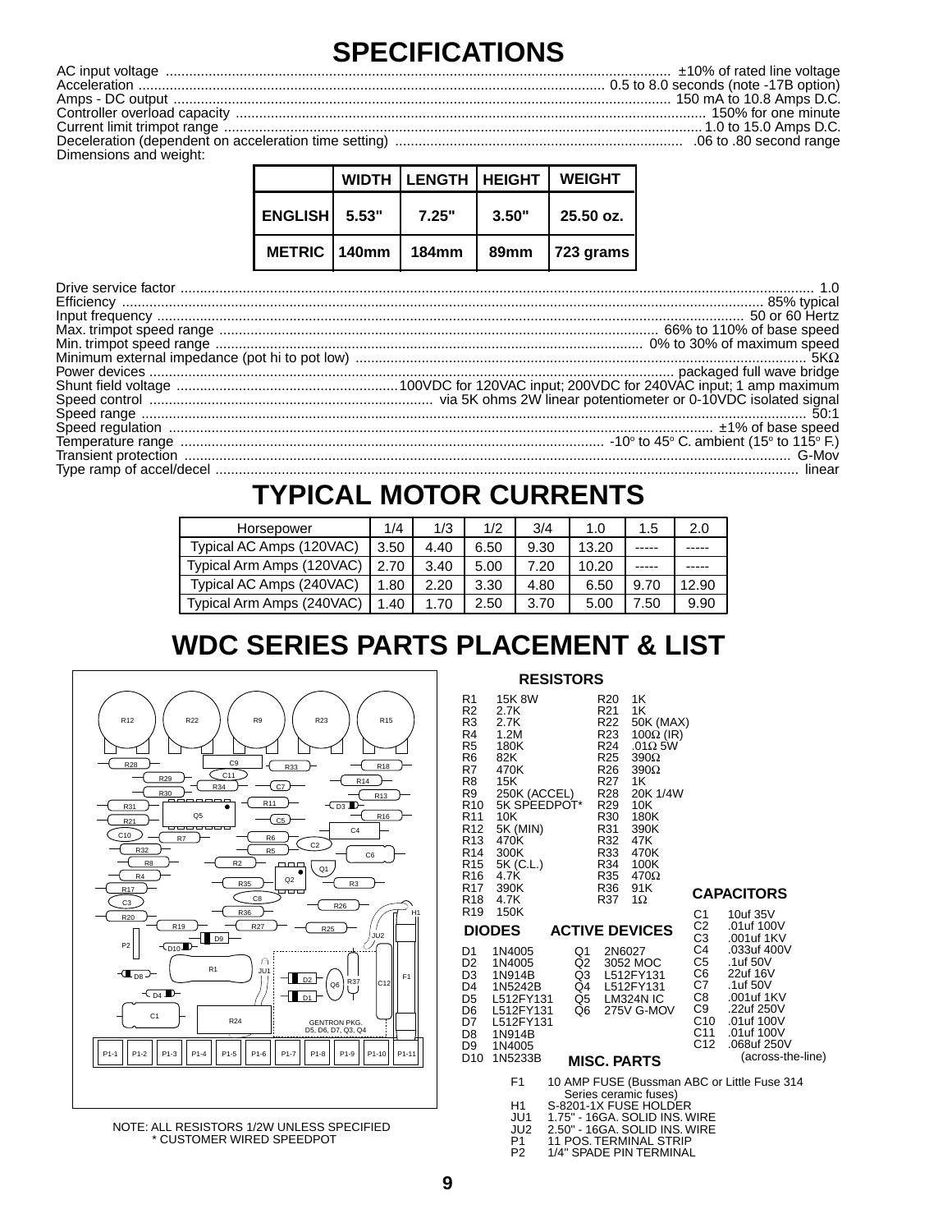# SPECIFICATIONS

AC input voltage ........ ±10% of rated line voltage
Acceleration ........ 0.5 to 8.0 seconds (note -17B option)
Amps - DC output ........ 150 mA to 10.8 Amps D.C.
Controller overload capacity ........ 150% for one minute
Current limit trimpot range ........ 1.0 to 15.0 Amps D.C.
Deceleration (dependent on acceleration time setting) ........ .06 to .80 second range
Dimensions and weight:

| | WIDTH | LENGTH | HEIGHT | WEIGHT |
|---|---|---|---|---|
| ENGLISH | 5.53" | 7.25" | 3.50" | 25.50 oz. |
| METRIC | 140mm | 184mm | 89mm | 723 grams |

Drive service factor ........ 1.0
Efficiency ........ 85% typical
Input frequency ........ 50 or 60 Hertz
Max. trimpot speed range ........ 66% to 110% of base speed
Min. trimpot speed range ........ 0% to 30% of maximum speed
Minimum external impedance (pot hi to pot low) ........ 5KΩ
Power devices ........ packaged full wave bridge
Shunt field voltage ........ 100VDC for 120VAC input; 200VDC for 240VAC input; 1 amp maximum
Speed control ........ via 5K ohms 2W linear potentiometer or 0-10VDC isolated signal
Speed range ........ 50:1
Speed regulation ........ ±1% of base speed
Temperature range ........ -10° to 45° C. ambient (15° to 115° F.)
Transient protection ........ G-Mov
Type ramp of accel/decel ........ linear

# TYPICAL MOTOR CURRENTS

| Horsepower | 1/4 | 1/3 | 1/2 | 3/4 | 1.0 | 1.5 | 2.0 |
|---|---|---|---|---|---|---|---|
| Typical AC Amps (120VAC) | 3.50 | 4.40 | 6.50 | 9.30 | 13.20 | ----- | ----- |
| Typical Arm Amps (120VAC) | 2.70 | 3.40 | 5.00 | 7.20 | 10.20 | ----- | ----- |
| Typical AC Amps (240VAC) | 1.80 | 2.20 | 3.30 | 4.80 | 6.50 | 9.70 | 12.90 |
| Typical Arm Amps (240VAC) | 1.40 | 1.70 | 2.50 | 3.70 | 5.00 | 7.50 | 9.90 |

# WDC SERIES PARTS PLACEMENT & LIST

R12 R22 R9 R23 R15 R28 C9 R33 R18 R29 C11 R14 R34 C7 R30 R13 R31 R11 D3 Q5 R16 R21 C5 C4 C10 R7 R6 C2 R32 R5 C6 R8 R2 Q1 R4 Q2 R3 R17 R35 C8 C3 R26 R20 R36 H1 R19 R27 R25 JU2 D9 P2 D10 R1 JU1 F1 D8 D2 Q6 R37 C12 D4 D1 C1 R24 GENTRON PKG. D5, D6, D7, Q3, Q4 P1-1 P1-2 P1-3 P1-4 P1-5 P1-6 P1-7 P1-8 P1-9 P1-10 P1-11

NOTE: ALL RESISTORS 1/2W UNLESS SPECIFIED
\* CUSTOMER WIRED SPEEDPOT

## RESISTORS

| | | | |
|---|---|---|---|
| R1 | 15K 8W | R20 | 1K |
| R2 | 2.7K | R21 | 1K |
| R3 | 2.7K | R22 | 50K (MAX) |
| R4 | 1.2M | R23 | 100Ω (IR) |
| R5 | 180K | R24 | .01Ω 5W |
| R6 | 82K | R25 | 390Ω |
| R7 | 470K | R26 | 390Ω |
| R8 | 15K | R27 | 1K |
| R9 | 250K (ACCEL) | R28 | 20K 1/4W |
| R10 | 5K SPEEDPOT* | R29 | 10K |
| R11 | 10K | R30 | 180K |
| R12 | 5K (MIN) | R31 | 390K |
| R13 | 470K | R32 | 47K |
| R14 | 300K | R33 | 470K |
| R15 | 5K (C.L.) | R34 | 100K |
| R16 | 4.7K | R35 | 470Ω |
| R17 | 390K | R36 | 91K |
| R18 | 4.7K | R37 | 1Ω |
| R19 | 150K | | |

## DIODES

| | |
|---|---|
| D1 | 1N4005 |
| D2 | 1N4005 |
| D3 | 1N914B |
| D4 | 1N5242B |
| D5 | L512FY131 |
| D6 | L512FY131 |
| D7 | L512FY131 |
| D8 | 1N914B |
| D9 | 1N4005 |
| D10 | 1N5233B |

## ACTIVE DEVICES

| | |
|---|---|
| Q1 | 2N6027 |
| Q2 | 3052 MOC |
| Q3 | L512FY131 |
| Q4 | L512FY131 |
| Q5 | LM324N IC |
| Q6 | 275V G-MOV |

## CAPACITORS

| | |
|---|---|
| C1 | 10uf 35V |
| C2 | .01uf 100V |
| C3 | .001uf 1KV |
| C4 | .033uf 400V |
| C5 | .1uf 50V |
| C6 | 22uf 16V |
| C7 | .1uf 50V |
| C8 | .001uf 1KV |
| C9 | .22uf 250V |
| C10 | .01uf 100V |
| C11 | .01uf 100V |
| C12 | .068uf 250V (across-the-line) |

## MISC. PARTS

| | |
|---|---|
| F1 | 10 AMP FUSE (Bussman ABC or Little Fuse 314 Series ceramic fuses) |
| H1 | S-8201-1X FUSE HOLDER |
| JU1 | 1.75" - 16GA. SOLID INS. WIRE |
| JU2 | 2.50" - 16GA. SOLID INS. WIRE |
| P1 | 11 POS. TERMINAL STRIP |
| P2 | 1/4" SPADE PIN TERMINAL |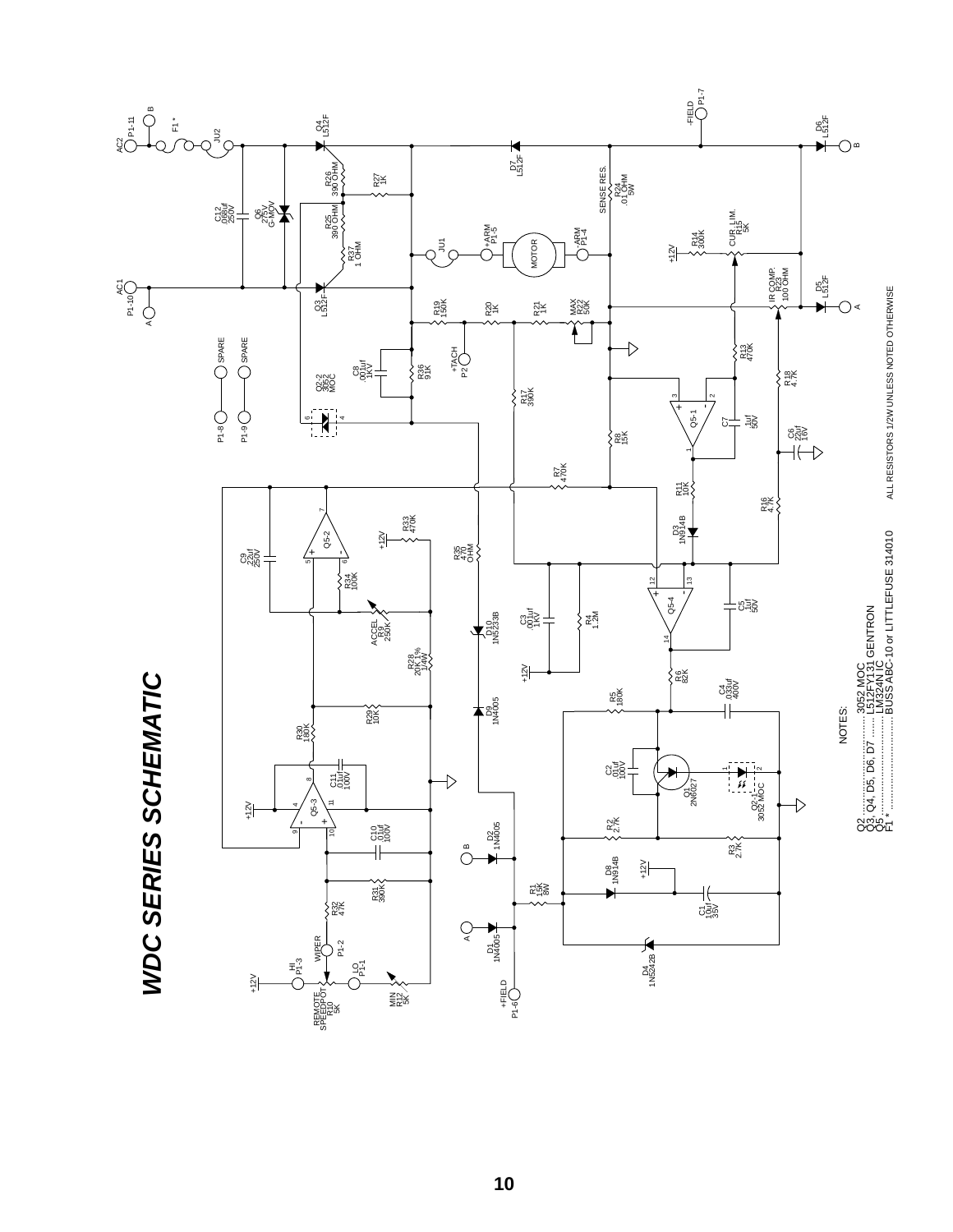# WDC SERIES SCHEMATIC

AC2 P1-11 B F1 * JU2 Q4 L512F FIELD P1-7 D6 L512F B

C12 .068uf 250V Q6 275V G-MOV R26 390 OHM R27 1K D7 L512F SENSE RES. R24 .01 OHM 5W

R25 390 OHM R37 1 OHM JU1 +ARM P1-5 MOTOR -ARM P1-4 +12V R14 300K CUR. LIM. R15 5K

AC1 P1-10 A Q3 L512F IR COMP. R23 100 OHM D5 L512F A

R19 150K R20 1K R21 1K MAX R22 50K

SPARE SPARE C8 .001uf 1KV Q2-2 3052 MOC R36 91K +TACH P2 R13 470K R18 4.7K

P1-8 P1-9 R17 390K Q5-1 C7 .1uf 50V C6 22uf 16V R8 15K

R7 470K R11 10K R16 4.7K

Q5-2 R33 470K +12V C9 .22uf 250V R35 470 OHM D3 1N914B

R34 100K Q5-4 C5 .1uf 50V

ACCEL R9 250K D10 1N5233B C3 .001uf 1KV R4 1.2M

R28 20K 1% 1/4W +12V R6 82K C4 .033uf 400V

R30 180K R29 10K D9 1N4005 R5 180K

C11 .01uf 100V C2 .01uf 100V Q1 2N6027 Q2-1 3052 MOC

+12V Q5-3 C10 .01uf 100V D2 1N4005 R2 2.7K R3 2.7K

B D8 1N914B +12V

R32 47K R31 390K R1 15K 8W C1 10uf 35V

WIPER P1-2 A D1 1N4005 D4 1N5242B

+12V HI P1-3 LO P1-1 REMOTE SPEEDPOT R10 5K MIN R12 5K +FIELD P1-6

NOTES:

Q2 .................................. 3052 MOC
Q3, Q4, D5, D6, D7 ........ L512FY131 GENTRON
Q5 .................................. LM324N IC
F1 * ................................. BUSS ABC-10 or LITTLEFUSE 314010

ALL RESISTORS 1/2W UNLESS NOTED OTHERWISE